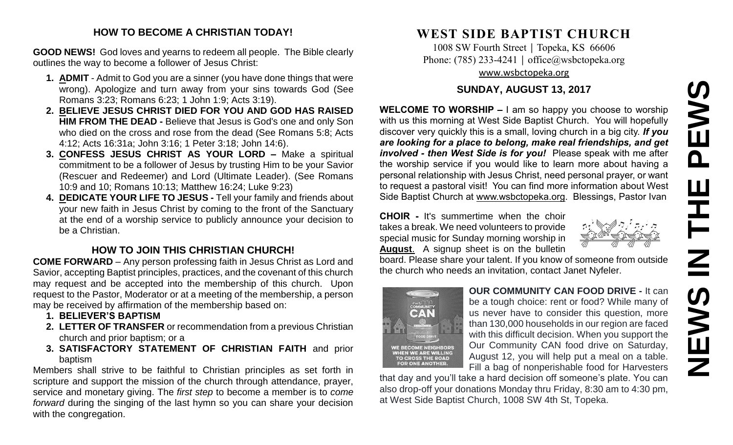## HOW TO BECOME A CHRISTIAN TODAY!

**GOOD NEWS!** God loves and yearns to redeem all people. The Bible clearly outlines the way to become a follower of Jesus Christ:

1. **ADMIT** - Admit to God you are a sinner (you have done things that were wrong). Apologize and turn away from your sins towards God (See Romans 3:23; Romans 6:23; 1 John 1:9; Acts 3:19).
2. **BELIEVE JESUS CHRIST DIED FOR YOU AND GOD HAS RAISED HIM FROM THE DEAD -** Believe that Jesus is God's one and only Son who died on the cross and rose from the dead (See Romans 5:8; Acts 4:12; Acts 16:31a; John 3:16; 1 Peter 3:18; John 14:6).
3. **CONFESS JESUS CHRIST AS YOUR LORD –** Make a spiritual commitment to be a follower of Jesus by trusting Him to be your Savior (Rescuer and Redeemer) and Lord (Ultimate Leader). (See Romans 10:9 and 10; Romans 10:13; Matthew 16:24; Luke 9:23)
4. **DEDICATE YOUR LIFE TO JESUS -** Tell your family and friends about your new faith in Jesus Christ by coming to the front of the Sanctuary at the end of a worship service to publicly announce your decision to be a Christian.

## HOW TO JOIN THIS CHRISTIAN CHURCH!

**COME FORWARD** – Any person professing faith in Jesus Christ as Lord and Savior, accepting Baptist principles, practices, and the covenant of this church may request and be accepted into the membership of this church. Upon request to the Pastor, Moderator or at a meeting of the membership, a person may be received by affirmation of the membership based on:

1. **BELIEVER'S BAPTISM**
2. **LETTER OF TRANSFER** or recommendation from a previous Christian church and prior baptism; or a
3. **SATISFACTORY STATEMENT OF CHRISTIAN FAITH** and prior baptism

Members shall strive to be faithful to Christian principles as set forth in scripture and support the mission of the church through attendance, prayer, service and monetary giving. The *first step* to become a member is to *come forward* during the singing of the last hymn so you can share your decision with the congregation.

# WEST SIDE BAPTIST CHURCH

1008 SW Fourth Street | Topeka, KS 66606
Phone: (785) 233-4241 | office@wsbctopeka.org
www.wsbctopeka.org

## SUNDAY, AUGUST 13, 2017

# NEWS IN THE PEWS

**WELCOME TO WORSHIP –** I am so happy you choose to worship with us this morning at West Side Baptist Church. You will hopefully discover very quickly this is a small, loving church in a big city. ***If you are looking for a place to belong, make real friendships, and get involved - then West Side is for you!*** Please speak with me after the worship service if you would like to learn more about having a personal relationship with Jesus Christ, need personal prayer, or want to request a pastoral visit! You can find more information about West Side Baptist Church at www.wsbctopeka.org. Blessings, Pastor Ivan

**CHOIR -** It's summertime when the choir takes a break. We need volunteers to provide special music for Sunday morning worship in **August**. A signup sheet is on the bulletin board. Please share your talent. If you know of someone from outside the church who needs an invitation, contact Janet Nyfeler.

**OUR COMMUNITY CAN FOOD DRIVE -** It can be a tough choice: rent or food? While many of us never have to consider this question, more than 130,000 households in our region are faced with this difficult decision. When you support the Our Community CAN food drive on Saturday, August 12, you will help put a meal on a table. Fill a bag of nonperishable food for Harvesters that day and you'll take a hard decision off someone's plate. You can also drop-off your donations Monday thru Friday, 8:30 am to 4:30 pm, at West Side Baptist Church, 1008 SW 4th St, Topeka.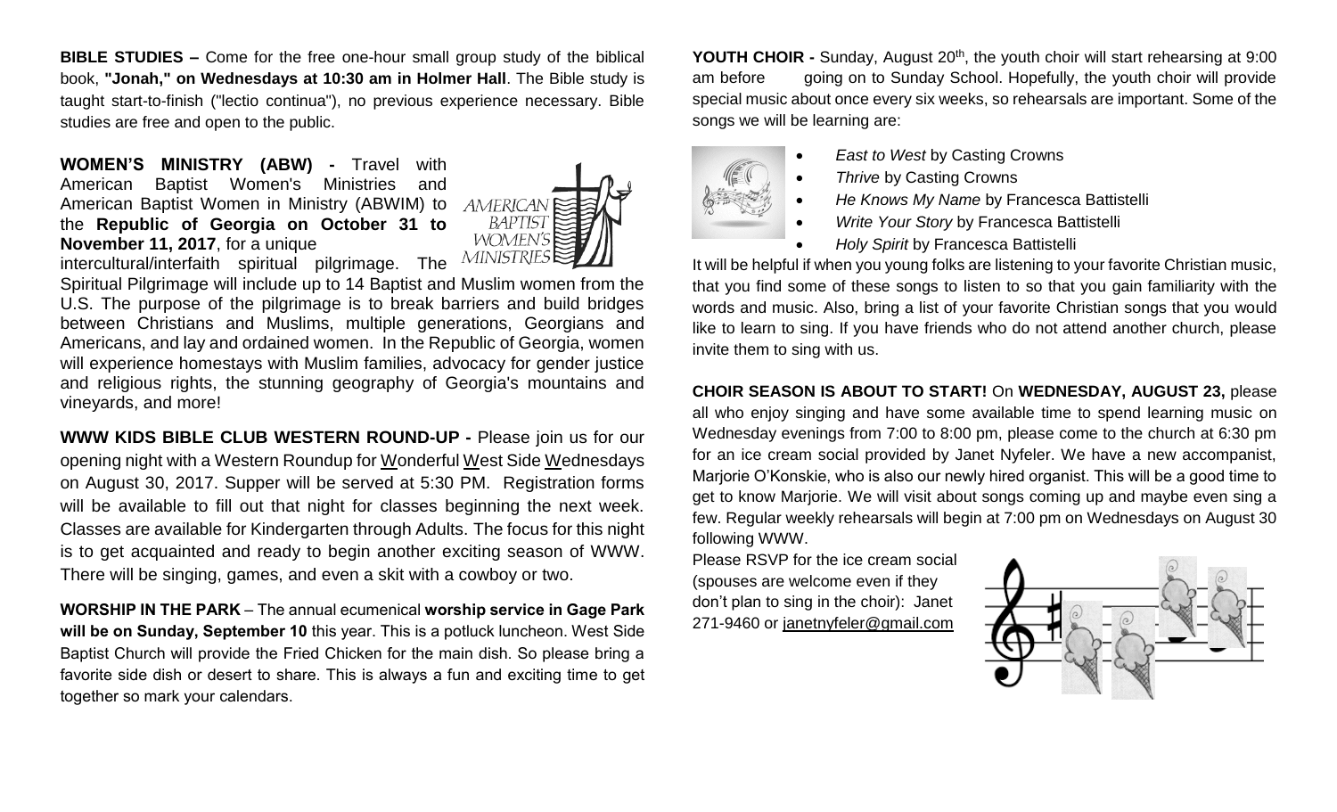**BIBLE STUDIES –** Come for the free one-hour small group study of the biblical book, **"Jonah," on Wednesdays at 10:30 am in Holmer Hall**. The Bible study is taught start-to-finish ("lectio continua"), no previous experience necessary. Bible studies are free and open to the public.

**WOMEN'S MINISTRY (ABW) -** Travel with American Baptist Women's Ministries and American Baptist Women in Ministry (ABWIM) to the **Republic of Georgia on October 31 to November 11, 2017**, for a unique intercultural/interfaith spiritual pilgrimage. The Spiritual Pilgrimage will include up to 14 Baptist and Muslim women from the U.S. The purpose of the pilgrimage is to break barriers and build bridges between Christians and Muslims, multiple generations, Georgians and Americans, and lay and ordained women. In the Republic of Georgia, women will experience homestays with Muslim families, advocacy for gender justice and religious rights, the stunning geography of Georgia's mountains and vineyards, and more!

**WWW KIDS BIBLE CLUB WESTERN ROUND-UP -** Please join us for our opening night with a Western Roundup for Wonderful West Side Wednesdays on August 30, 2017. Supper will be served at 5:30 PM. Registration forms will be available to fill out that night for classes beginning the next week. Classes are available for Kindergarten through Adults. The focus for this night is to get acquainted and ready to begin another exciting season of WWW. There will be singing, games, and even a skit with a cowboy or two.

**WORSHIP IN THE PARK** – The annual ecumenical **worship service in Gage Park will be on Sunday, September 10** this year. This is a potluck luncheon. West Side Baptist Church will provide the Fried Chicken for the main dish. So please bring a favorite side dish or desert to share. This is always a fun and exciting time to get together so mark your calendars.

**YOUTH CHOIR -** Sunday, August 20th, the youth choir will start rehearsing at 9:00 am before going on to Sunday School. Hopefully, the youth choir will provide special music about once every six weeks, so rehearsals are important. Some of the songs we will be learning are:

- *East to West* by Casting Crowns
- *Thrive* by Casting Crowns
- *He Knows My Name* by Francesca Battistelli
- *Write Your Story* by Francesca Battistelli
- *Holy Spirit* by Francesca Battistelli

It will be helpful if when you young folks are listening to your favorite Christian music, that you find some of these songs to listen to so that you gain familiarity with the words and music. Also, bring a list of your favorite Christian songs that you would like to learn to sing. If you have friends who do not attend another church, please invite them to sing with us.

**CHOIR SEASON IS ABOUT TO START!** On **WEDNESDAY, AUGUST 23,** please all who enjoy singing and have some available time to spend learning music on Wednesday evenings from 7:00 to 8:00 pm, please come to the church at 6:30 pm for an ice cream social provided by Janet Nyfeler. We have a new accompanist, Marjorie O'Konskie, who is also our newly hired organist. This will be a good time to get to know Marjorie. We will visit about songs coming up and maybe even sing a few. Regular weekly rehearsals will begin at 7:00 pm on Wednesdays on August 30 following WWW.

Please RSVP for the ice cream social (spouses are welcome even if they don't plan to sing in the choir): Janet 271-9460 or janetnyfeler@gmail.com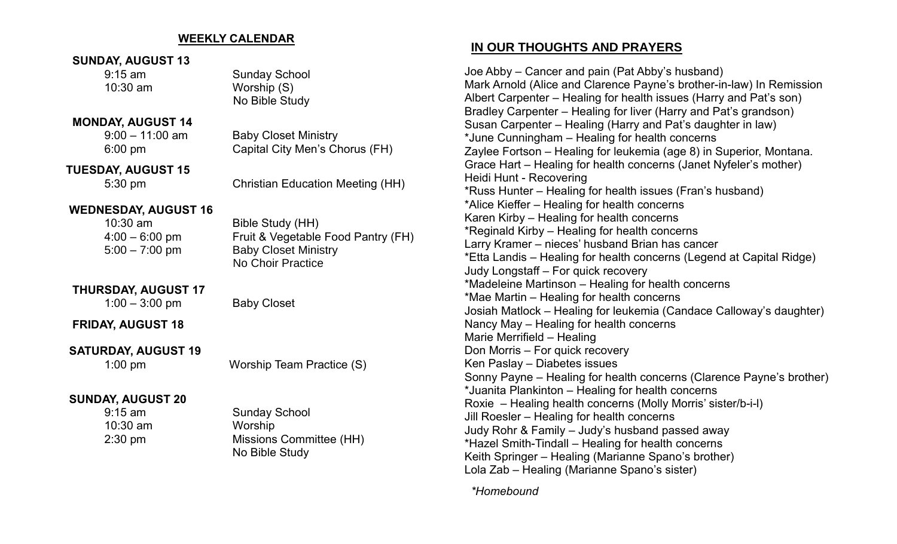## WEEKLY CALENDAR

**SUNDAY, AUGUST 13**

9:15 am Sunday School
10:30 am Worship (S)
No Bible Study

**MONDAY, AUGUST 14**

9:00 – 11:00 am Baby Closet Ministry
6:00 pm Capital City Men's Chorus (FH)

**TUESDAY, AUGUST 15**

5:30 pm Christian Education Meeting (HH)

**WEDNESDAY, AUGUST 16**

10:30 am Bible Study (HH)
4:00 – 6:00 pm Fruit & Vegetable Food Pantry (FH)
5:00 – 7:00 pm Baby Closet Ministry
No Choir Practice

**THURSDAY, AUGUST 17**

1:00 – 3:00 pm Baby Closet

**FRIDAY, AUGUST 18**

**SATURDAY, AUGUST 19**

1:00 pm Worship Team Practice (S)

**SUNDAY, AUGUST 20**

9:15 am Sunday School
10:30 am Worship
2:30 pm Missions Committee (HH)
No Bible Study

## IN OUR THOUGHTS AND PRAYERS

Joe Abby – Cancer and pain (Pat Abby's husband)
Mark Arnold (Alice and Clarence Payne's brother-in-law) In Remission
Albert Carpenter – Healing for health issues (Harry and Pat's son)
Bradley Carpenter – Healing for liver (Harry and Pat's grandson)
Susan Carpenter – Healing (Harry and Pat's daughter in law)
*June Cunningham – Healing for health concerns
Zaylee Fortson – Healing for leukemia (age 8) in Superior, Montana.
Grace Hart – Healing for health concerns (Janet Nyfeler's mother)
Heidi Hunt - Recovering
*Russ Hunter – Healing for health issues (Fran's husband)
*Alice Kieffer – Healing for health concerns
Karen Kirby – Healing for health concerns
*Reginald Kirby – Healing for health concerns
Larry Kramer – nieces' husband Brian has cancer
*Etta Landis – Healing for health concerns (Legend at Capital Ridge)
Judy Longstaff – For quick recovery
*Madeleine Martinson – Healing for health concerns
*Mae Martin – Healing for health concerns
Josiah Matlock – Healing for leukemia (Candace Calloway's daughter)
Nancy May – Healing for health concerns
Marie Merrifield – Healing
Don Morris – For quick recovery
Ken Paslay – Diabetes issues
Sonny Payne – Healing for health concerns (Clarence Payne's brother)
*Juanita Plankinton – Healing for health concerns
Roxie – Healing health concerns (Molly Morris' sister/b-i-l)
Jill Roesler – Healing for health concerns
Judy Rohr & Family – Judy's husband passed away
*Hazel Smith-Tindall – Healing for health concerns
Keith Springer – Healing (Marianne Spano's brother)
Lola Zab – Healing (Marianne Spano's sister)

*\*Homebound*